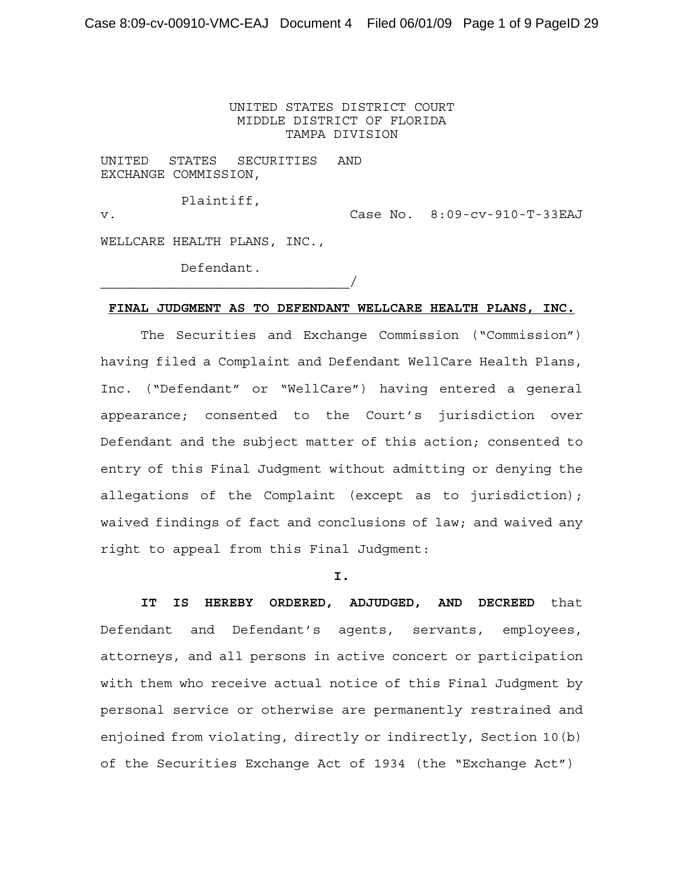UNITED STATES DISTRICT COURT
MIDDLE DISTRICT OF FLORIDA
TAMPA DIVISION

UNITED STATES SECURITIES AND EXCHANGE COMMISSION,

Plaintiff,

v. Case No. 8:09-cv-910-T-33EAJ

WELLCARE HEALTH PLANS, INC.,

Defendant.
_______________________________/

**FINAL JUDGMENT AS TO DEFENDANT WELLCARE HEALTH PLANS, INC.**

The Securities and Exchange Commission ("Commission") having filed a Complaint and Defendant WellCare Health Plans, Inc. ("Defendant" or "WellCare") having entered a general appearance; consented to the Court's jurisdiction over Defendant and the subject matter of this action; consented to entry of this Final Judgment without admitting or denying the allegations of the Complaint (except as to jurisdiction); waived findings of fact and conclusions of law; and waived any right to appeal from this Final Judgment:

**I.**

**IT IS HEREBY ORDERED, ADJUDGED, AND DECREED** that Defendant and Defendant's agents, servants, employees, attorneys, and all persons in active concert or participation with them who receive actual notice of this Final Judgment by personal service or otherwise are permanently restrained and enjoined from violating, directly or indirectly, Section 10(b) of the Securities Exchange Act of 1934 (the "Exchange Act")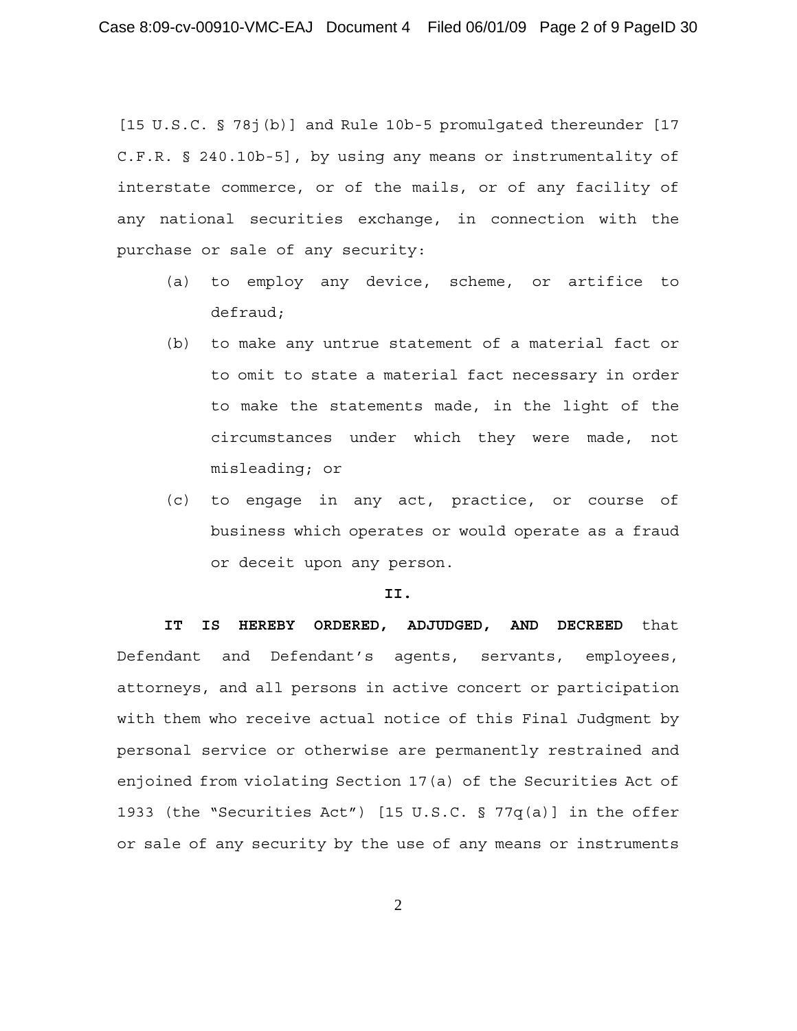[15 U.S.C. § 78j(b)] and Rule 10b-5 promulgated thereunder [17 C.F.R. § 240.10b-5], by using any means or instrumentality of interstate commerce, or of the mails, or of any facility of any national securities exchange, in connection with the purchase or sale of any security:

(a) to employ any device, scheme, or artifice to defraud;

(b) to make any untrue statement of a material fact or to omit to state a material fact necessary in order to make the statements made, in the light of the circumstances under which they were made, not misleading; or

(c) to engage in any act, practice, or course of business which operates or would operate as a fraud or deceit upon any person.

**II.**

**IT IS HEREBY ORDERED, ADJUDGED, AND DECREED** that Defendant and Defendant's agents, servants, employees, attorneys, and all persons in active concert or participation with them who receive actual notice of this Final Judgment by personal service or otherwise are permanently restrained and enjoined from violating Section 17(a) of the Securities Act of 1933 (the "Securities Act") [15 U.S.C. § 77q(a)] in the offer or sale of any security by the use of any means or instruments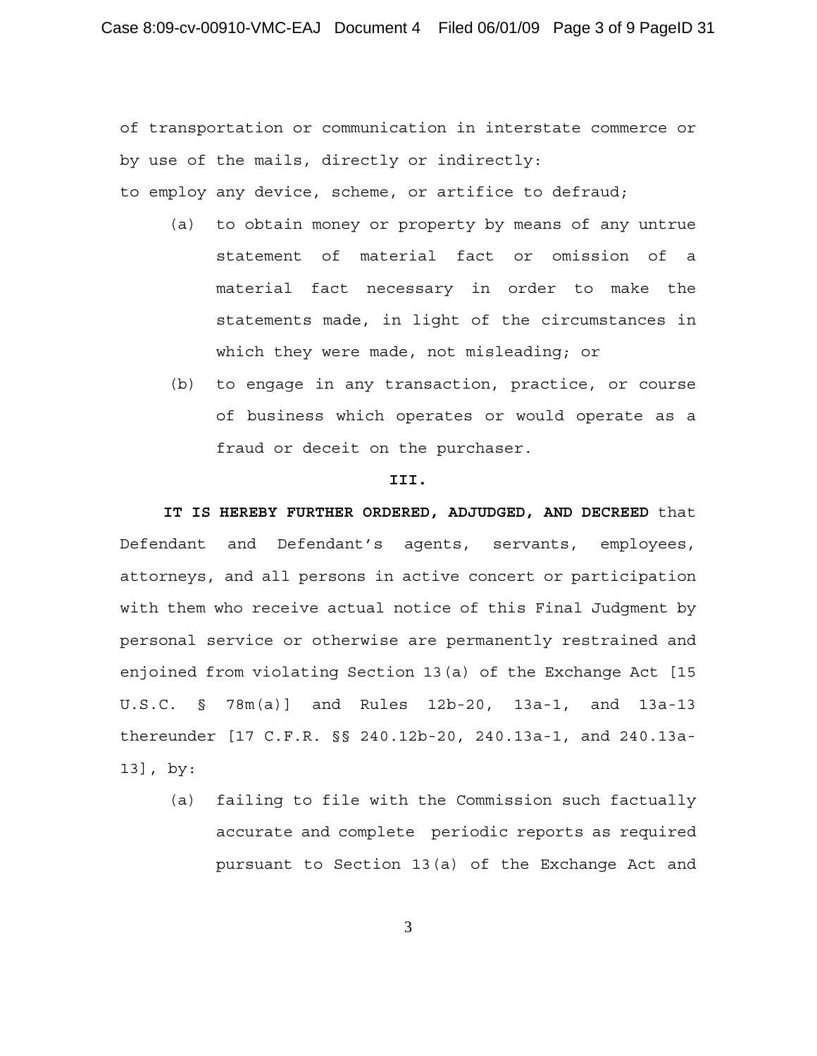of transportation or communication in interstate commerce or by use of the mails, directly or indirectly:

to employ any device, scheme, or artifice to defraud;

(a) to obtain money or property by means of any untrue statement of material fact or omission of a material fact necessary in order to make the statements made, in light of the circumstances in which they were made, not misleading; or

(b) to engage in any transaction, practice, or course of business which operates or would operate as a fraud or deceit on the purchaser.

**III.**

**IT IS HEREBY FURTHER ORDERED, ADJUDGED, AND DECREED** that Defendant and Defendant's agents, servants, employees, attorneys, and all persons in active concert or participation with them who receive actual notice of this Final Judgment by personal service or otherwise are permanently restrained and enjoined from violating Section 13(a) of the Exchange Act [15 U.S.C. § 78m(a)] and Rules 12b-20, 13a-1, and 13a-13 thereunder [17 C.F.R. §§ 240.12b-20, 240.13a-1, and 240.13a-13], by:

(a) failing to file with the Commission such factually accurate and complete periodic reports as required pursuant to Section 13(a) of the Exchange Act and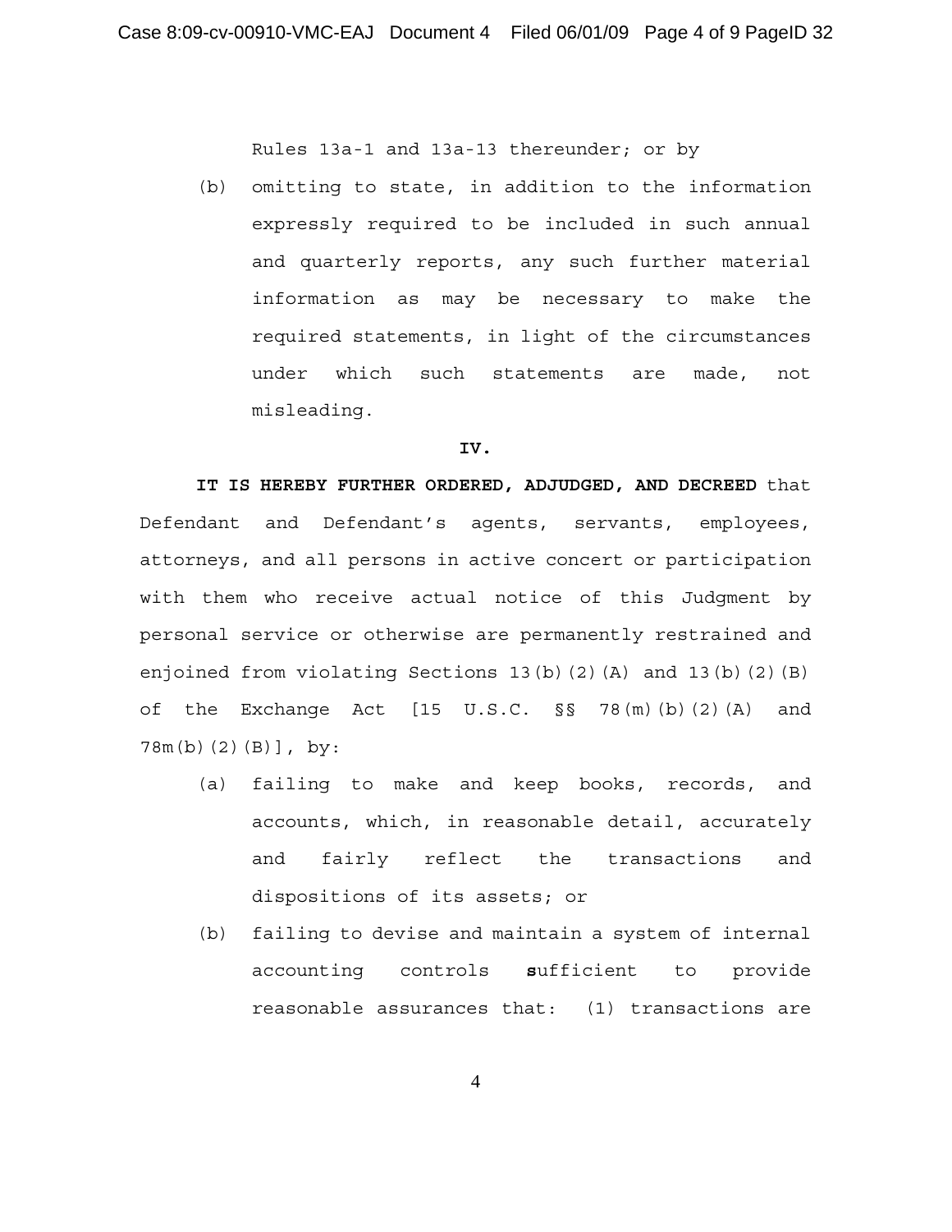Rules 13a-1 and 13a-13 thereunder; or by

(b) omitting to state, in addition to the information expressly required to be included in such annual and quarterly reports, any such further material information as may be necessary to make the required statements, in light of the circumstances under which such statements are made, not misleading.

**IV.**

**IT IS HEREBY FURTHER ORDERED, ADJUDGED, AND DECREED** that Defendant and Defendant's agents, servants, employees, attorneys, and all persons in active concert or participation with them who receive actual notice of this Judgment by personal service or otherwise are permanently restrained and enjoined from violating Sections 13(b)(2)(A) and 13(b)(2)(B) of the Exchange Act [15 U.S.C. §§ 78(m)(b)(2)(A) and 78m(b)(2)(B)], by:

(a) failing to make and keep books, records, and accounts, which, in reasonable detail, accurately and fairly reflect the transactions and dispositions of its assets; or

(b) failing to devise and maintain a system of internal accounting controls sufficient to provide reasonable assurances that: (1) transactions are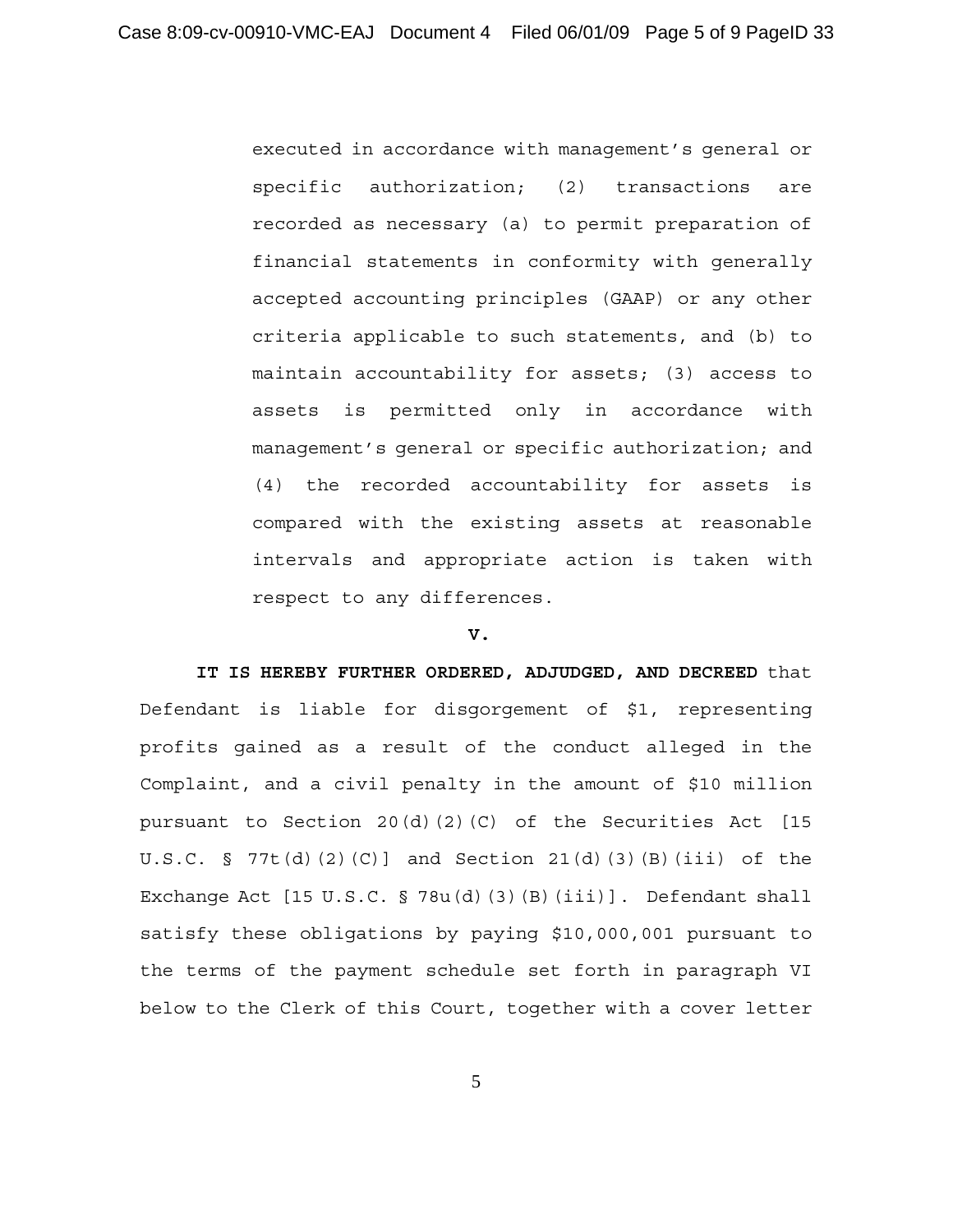executed in accordance with management's general or specific authorization; (2) transactions are recorded as necessary (a) to permit preparation of financial statements in conformity with generally accepted accounting principles (GAAP) or any other criteria applicable to such statements, and (b) to maintain accountability for assets; (3) access to assets is permitted only in accordance with management's general or specific authorization; and (4) the recorded accountability for assets is compared with the existing assets at reasonable intervals and appropriate action is taken with respect to any differences.

**V.**

**IT IS HEREBY FURTHER ORDERED, ADJUDGED, AND DECREED** that Defendant is liable for disgorgement of $1, representing profits gained as a result of the conduct alleged in the Complaint, and a civil penalty in the amount of $10 million pursuant to Section 20(d)(2)(C) of the Securities Act [15 U.S.C. § 77t(d)(2)(C)] and Section 21(d)(3)(B)(iii) of the Exchange Act [15 U.S.C. § 78u(d)(3)(B)(iii)]. Defendant shall satisfy these obligations by paying $10,000,001 pursuant to the terms of the payment schedule set forth in paragraph VI below to the Clerk of this Court, together with a cover letter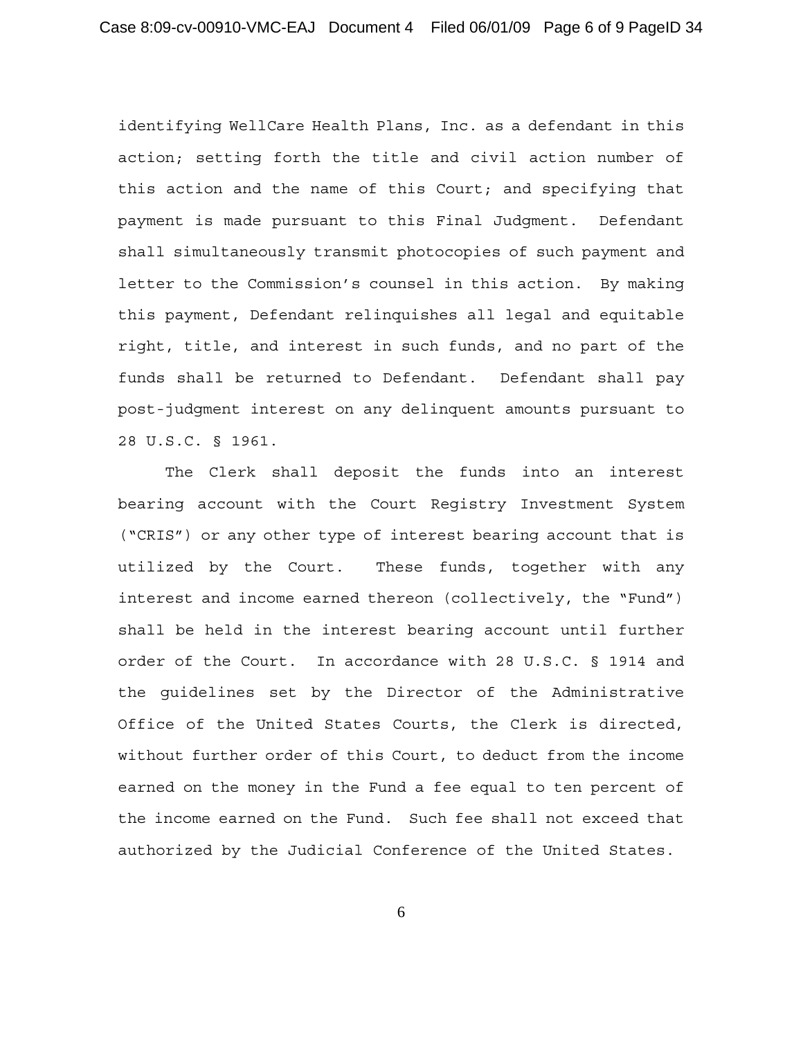identifying WellCare Health Plans, Inc. as a defendant in this action; setting forth the title and civil action number of this action and the name of this Court; and specifying that payment is made pursuant to this Final Judgment. Defendant shall simultaneously transmit photocopies of such payment and letter to the Commission's counsel in this action. By making this payment, Defendant relinquishes all legal and equitable right, title, and interest in such funds, and no part of the funds shall be returned to Defendant. Defendant shall pay post-judgment interest on any delinquent amounts pursuant to 28 U.S.C. § 1961.

The Clerk shall deposit the funds into an interest bearing account with the Court Registry Investment System ("CRIS") or any other type of interest bearing account that is utilized by the Court. These funds, together with any interest and income earned thereon (collectively, the "Fund") shall be held in the interest bearing account until further order of the Court. In accordance with 28 U.S.C. § 1914 and the guidelines set by the Director of the Administrative Office of the United States Courts, the Clerk is directed, without further order of this Court, to deduct from the income earned on the money in the Fund a fee equal to ten percent of the income earned on the Fund. Such fee shall not exceed that authorized by the Judicial Conference of the United States.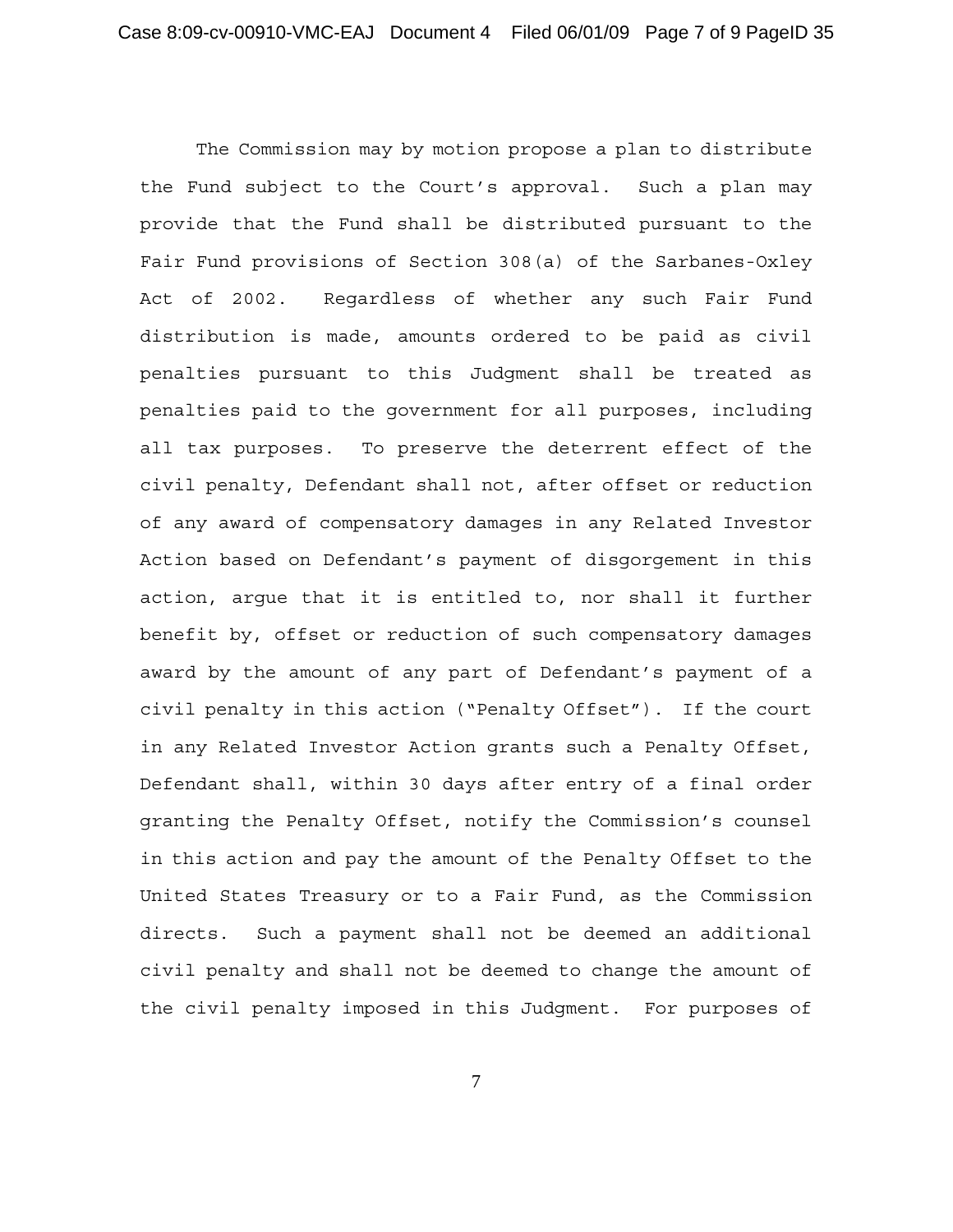The Commission may by motion propose a plan to distribute the Fund subject to the Court's approval. Such a plan may provide that the Fund shall be distributed pursuant to the Fair Fund provisions of Section 308(a) of the Sarbanes-Oxley Act of 2002. Regardless of whether any such Fair Fund distribution is made, amounts ordered to be paid as civil penalties pursuant to this Judgment shall be treated as penalties paid to the government for all purposes, including all tax purposes. To preserve the deterrent effect of the civil penalty, Defendant shall not, after offset or reduction of any award of compensatory damages in any Related Investor Action based on Defendant's payment of disgorgement in this action, argue that it is entitled to, nor shall it further benefit by, offset or reduction of such compensatory damages award by the amount of any part of Defendant's payment of a civil penalty in this action ("Penalty Offset"). If the court in any Related Investor Action grants such a Penalty Offset, Defendant shall, within 30 days after entry of a final order granting the Penalty Offset, notify the Commission's counsel in this action and pay the amount of the Penalty Offset to the United States Treasury or to a Fair Fund, as the Commission directs. Such a payment shall not be deemed an additional civil penalty and shall not be deemed to change the amount of the civil penalty imposed in this Judgment. For purposes of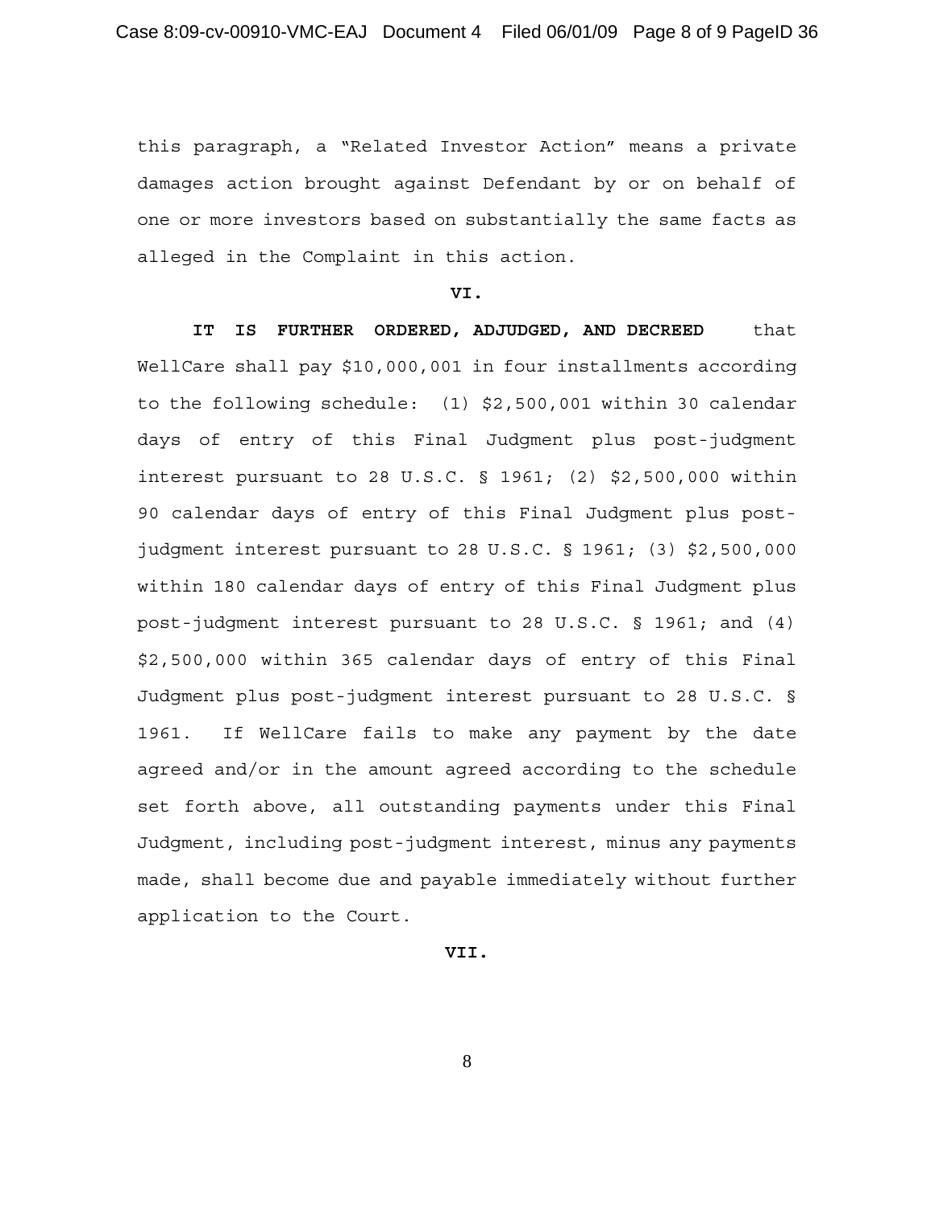this paragraph, a "Related Investor Action" means a private damages action brought against Defendant by or on behalf of one or more investors based on substantially the same facts as alleged in the Complaint in this action.

**VI.**

**IT IS FURTHER ORDERED, ADJUDGED, AND DECREED** that WellCare shall pay $10,000,001 in four installments according to the following schedule: (1) $2,500,001 within 30 calendar days of entry of this Final Judgment plus post-judgment interest pursuant to 28 U.S.C. § 1961; (2) $2,500,000 within 90 calendar days of entry of this Final Judgment plus post-judgment interest pursuant to 28 U.S.C. § 1961; (3) $2,500,000 within 180 calendar days of entry of this Final Judgment plus post-judgment interest pursuant to 28 U.S.C. § 1961; and (4) $2,500,000 within 365 calendar days of entry of this Final Judgment plus post-judgment interest pursuant to 28 U.S.C. § 1961. If WellCare fails to make any payment by the date agreed and/or in the amount agreed according to the schedule set forth above, all outstanding payments under this Final Judgment, including post-judgment interest, minus any payments made, shall become due and payable immediately without further application to the Court.

**VII.**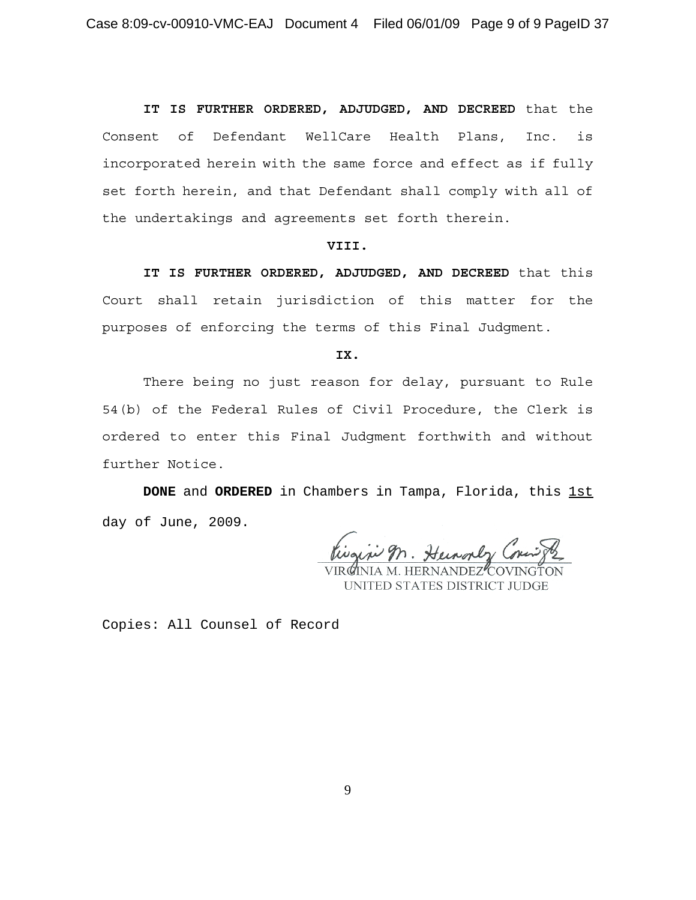**IT IS FURTHER ORDERED, ADJUDGED, AND DECREED** that the Consent of Defendant WellCare Health Plans, Inc. is incorporated herein with the same force and effect as if fully set forth herein, and that Defendant shall comply with all of the undertakings and agreements set forth therein.

**VIII.**

**IT IS FURTHER ORDERED, ADJUDGED, AND DECREED** that this Court shall retain jurisdiction of this matter for the purposes of enforcing the terms of this Final Judgment.

**IX.**

There being no just reason for delay, pursuant to Rule 54(b) of the Federal Rules of Civil Procedure, the Clerk is ordered to enter this Final Judgment forthwith and without further Notice.

**DONE** and **ORDERED** in Chambers in Tampa, Florida, this 1st day of June, 2009.

VIRGINIA M. HERNANDEZ COVINGTON
UNITED STATES DISTRICT JUDGE

Copies: All Counsel of Record